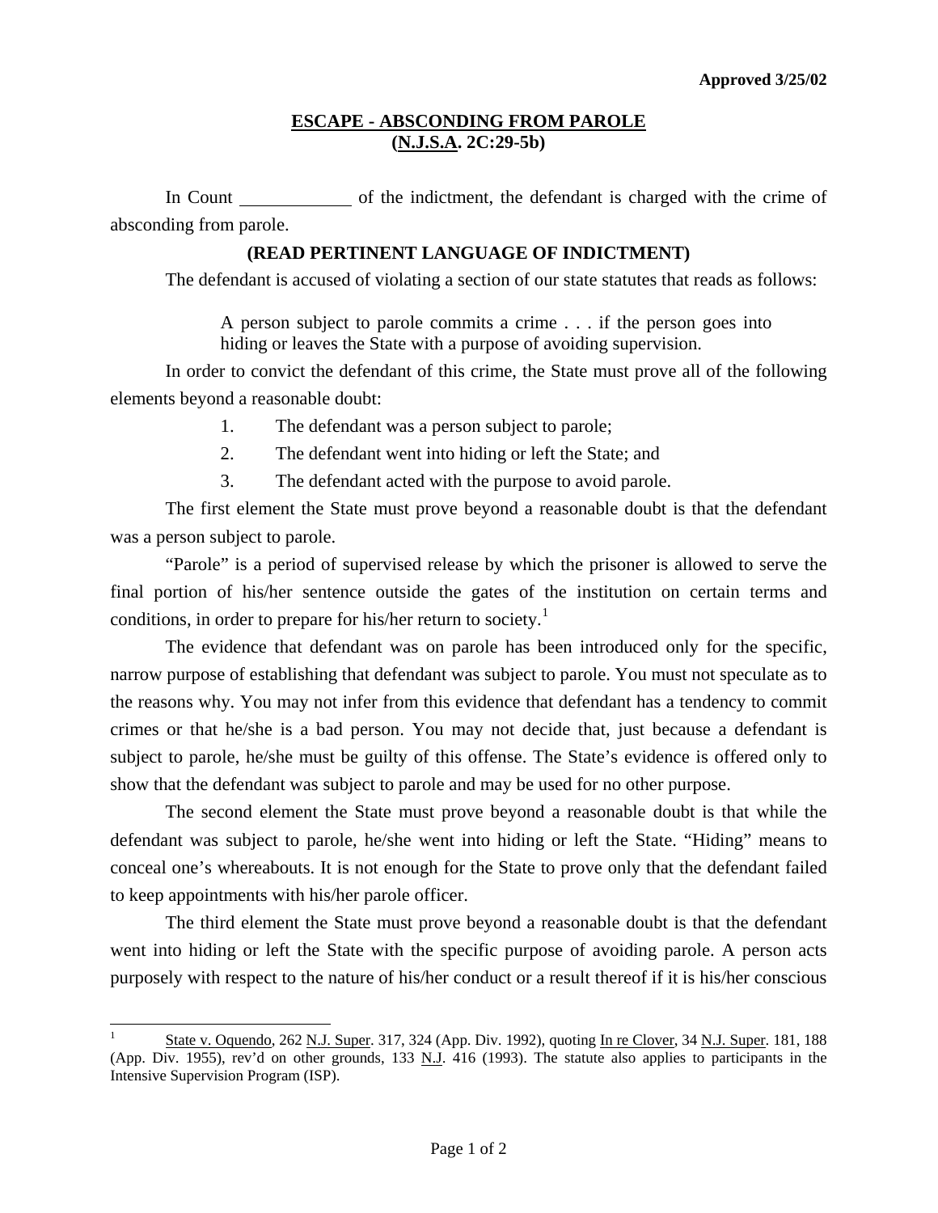**Approved 3/25/02**

## ESCAPE - ABSCONDING FROM PAROLE
## (N.J.S.A. 2C:29-5b)

In Count ____________ of the indictment, the defendant is charged with the crime of absconding from parole.

**(READ PERTINENT LANGUAGE OF INDICTMENT)**

The defendant is accused of violating a section of our state statutes that reads as follows:

> A person subject to parole commits a crime . . . if the person goes into hiding or leaves the State with a purpose of avoiding supervision.

In order to convict the defendant of this crime, the State must prove all of the following elements beyond a reasonable doubt:

1. The defendant was a person subject to parole;
2. The defendant went into hiding or left the State; and
3. The defendant acted with the purpose to avoid parole.

The first element the State must prove beyond a reasonable doubt is that the defendant was a person subject to parole.

"Parole" is a period of supervised release by which the prisoner is allowed to serve the final portion of his/her sentence outside the gates of the institution on certain terms and conditions, in order to prepare for his/her return to society.[1]

The evidence that defendant was on parole has been introduced only for the specific, narrow purpose of establishing that defendant was subject to parole. You must not speculate as to the reasons why. You may not infer from this evidence that defendant has a tendency to commit crimes or that he/she is a bad person. You may not decide that, just because a defendant is subject to parole, he/she must be guilty of this offense. The State's evidence is offered only to show that the defendant was subject to parole and may be used for no other purpose.

The second element the State must prove beyond a reasonable doubt is that while the defendant was subject to parole, he/she went into hiding or left the State. "Hiding" means to conceal one's whereabouts. It is not enough for the State to prove only that the defendant failed to keep appointments with his/her parole officer.

The third element the State must prove beyond a reasonable doubt is that the defendant went into hiding or left the State with the specific purpose of avoiding parole. A person acts purposely with respect to the nature of his/her conduct or a result thereof if it is his/her conscious

---

[1] State v. Oquendo, 262 N.J. Super. 317, 324 (App. Div. 1992), quoting In re Clover, 34 N.J. Super. 181, 188 (App. Div. 1955), rev'd on other grounds, 133 N.J. 416 (1993). The statute also applies to participants in the Intensive Supervision Program (ISP).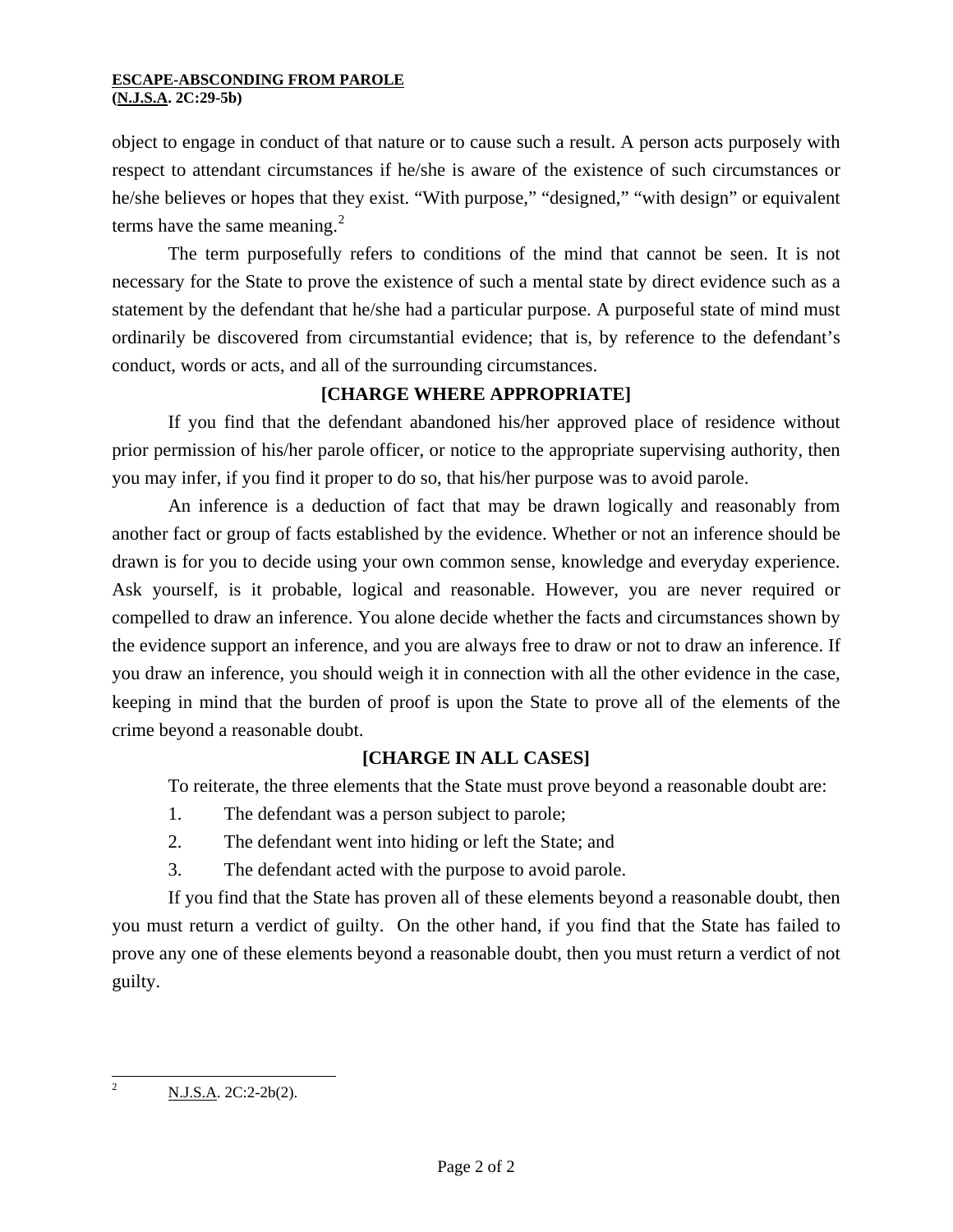object to engage in conduct of that nature or to cause such a result. A person acts purposely with respect to attendant circumstances if he/she is aware of the existence of such circumstances or he/she believes or hopes that they exist. “With purpose,” “designed,” “with design” or equivalent terms have the same meaning.[2]

The term purposefully refers to conditions of the mind that cannot be seen. It is not necessary for the State to prove the existence of such a mental state by direct evidence such as a statement by the defendant that he/she had a particular purpose. A purposeful state of mind must ordinarily be discovered from circumstantial evidence; that is, by reference to the defendant’s conduct, words or acts, and all of the surrounding circumstances.

**[CHARGE WHERE APPROPRIATE]**

If you find that the defendant abandoned his/her approved place of residence without prior permission of his/her parole officer, or notice to the appropriate supervising authority, then you may infer, if you find it proper to do so, that his/her purpose was to avoid parole.

An inference is a deduction of fact that may be drawn logically and reasonably from another fact or group of facts established by the evidence. Whether or not an inference should be drawn is for you to decide using your own common sense, knowledge and everyday experience. Ask yourself, is it probable, logical and reasonable. However, you are never required or compelled to draw an inference. You alone decide whether the facts and circumstances shown by the evidence support an inference, and you are always free to draw or not to draw an inference. If you draw an inference, you should weigh it in connection with all the other evidence in the case, keeping in mind that the burden of proof is upon the State to prove all of the elements of the crime beyond a reasonable doubt.

**[CHARGE IN ALL CASES]**

To reiterate, the three elements that the State must prove beyond a reasonable doubt are:

1. The defendant was a person subject to parole;
2. The defendant went into hiding or left the State; and
3. The defendant acted with the purpose to avoid parole.

If you find that the State has proven all of these elements beyond a reasonable doubt, then you must return a verdict of guilty. On the other hand, if you find that the State has failed to prove any one of these elements beyond a reasonable doubt, then you must return a verdict of not guilty.

---

[2] N.J.S.A. 2C:2-2b(2).